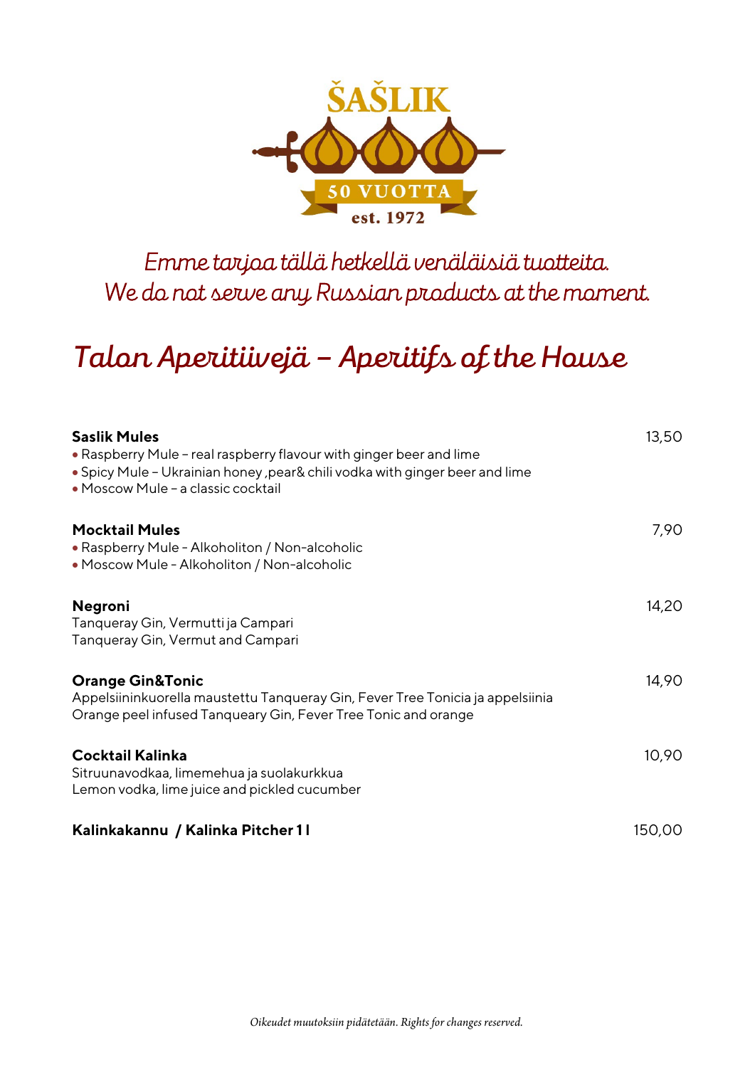ŠAŠLIK

50 VUOTTA

est. 1972

*Emme tarjoa tällä hetkellä venäläisiä tuotteita.*
*We do not serve any Russian products at the moment.*

# Talon Aperitiivejä – Aperitifs of the House

**Saslik Mules** 13,50

- Raspberry Mule – real raspberry flavour with ginger beer and lime
- Spicy Mule – Ukrainian honey ,pear& chili vodka with ginger beer and lime
- Moscow Mule – a classic cocktail

**Mocktail Mules** 7,90

- Raspberry Mule - Alkoholiton / Non-alcoholic
- Moscow Mule - Alkoholiton / Non-alcoholic

**Negroni** 14,20

Tanqueray Gin, Vermutti ja Campari
Tanqueray Gin, Vermut and Campari

**Orange Gin&Tonic** 14,90

Appelsiininkuorella maustettu Tanqueray Gin, Fever Tree Tonicia ja appelsiinia
Orange peel infused Tanqueary Gin, Fever Tree Tonic and orange

**Cocktail Kalinka** 10,90

Sitruunavodkaa, limemehua ja suolakurkkua
Lemon vodka, lime juice and pickled cucumber

**Kalinkakannu / Kalinka Pitcher 1 l** 150,00

*Oikeudet muutoksiin pidätetään. Rights for changes reserved.*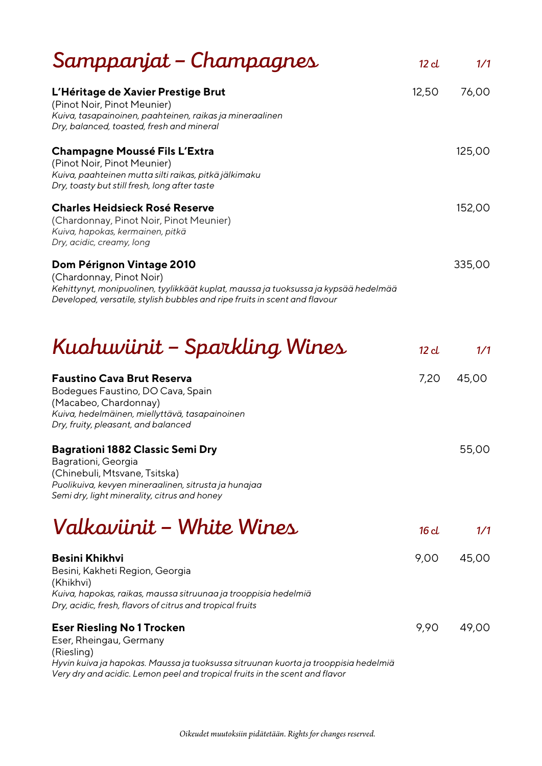## Samppanjat – Champagnes

| | 12 cl | 1/1 |
|---|---|---|
| **L'Héritage de Xavier Prestige Brut**<br>(Pinot Noir, Pinot Meunier)<br>*Kuiva, tasapainoinen, paahteinen, raikas ja mineraalinen*<br>*Dry, balanced, toasted, fresh and mineral* | 12,50 | 76,00 |
| **Champagne Moussé Fils L'Extra**<br>(Pinot Noir, Pinot Meunier)<br>*Kuiva, paahteinen mutta silti raikas, pitkä jälkimaku*<br>*Dry, toasty but still fresh, long after taste* | | 125,00 |
| **Charles Heidsieck Rosé Reserve**<br>(Chardonnay, Pinot Noir, Pinot Meunier)<br>*Kuiva, hapokas, kermainen, pitkä*<br>*Dry, acidic, creamy, long* | | 152,00 |
| **Dom Pérignon Vintage 2010**<br>(Chardonnay, Pinot Noir)<br>*Kehittynyt, monipuolinen, tyylikkäät kuplat, maussa ja tuoksussa ja kypsää hedelmää*<br>*Developed, versatile, stylish bubbles and ripe fruits in scent and flavour* | | 335,00 |

## Kuohuviinit – Sparkling Wines

| | 12 cl | 1/1 |
|---|---|---|
| **Faustino Cava Brut Reserva**<br>Bodegues Faustino, DO Cava, Spain<br>(Macabeo, Chardonnay)<br>*Kuiva, hedelmäinen, miellyttävä, tasapainoinen*<br>*Dry, fruity, pleasant, and balanced* | 7,20 | 45,00 |
| **Bagrationi 1882 Classic Semi Dry**<br>Bagrationi, Georgia<br>(Chinebuli, Mtsvane, Tsitska)<br>*Puolikuiva, kevyen mineraalinen, sitrusta ja hunajaa*<br>*Semi dry, light minerality, citrus and honey* | | 55,00 |

## Valkoviinit – White Wines

| | 16 cl | 1/1 |
|---|---|---|
| **Besini Khikhvi**<br>Besini, Kakheti Region, Georgia<br>(Khikhvi)<br>*Kuiva, hapokas, raikas, maussa sitruunaa ja trooppisia hedelmiä*<br>*Dry, acidic, fresh, flavors of citrus and tropical fruits* | 9,00 | 45,00 |
| **Eser Riesling No 1 Trocken**<br>Eser, Rheingau, Germany<br>(Riesling)<br>*Hyvin kuiva ja hapokas. Maussa ja tuoksussa sitruunan kuorta ja trooppisia hedelmiä*<br>*Very dry and acidic. Lemon peel and tropical fruits in the scent and flavor* | 9,90 | 49,00 |

*Oikeudet muutoksiin pidätetään. Rights for changes reserved.*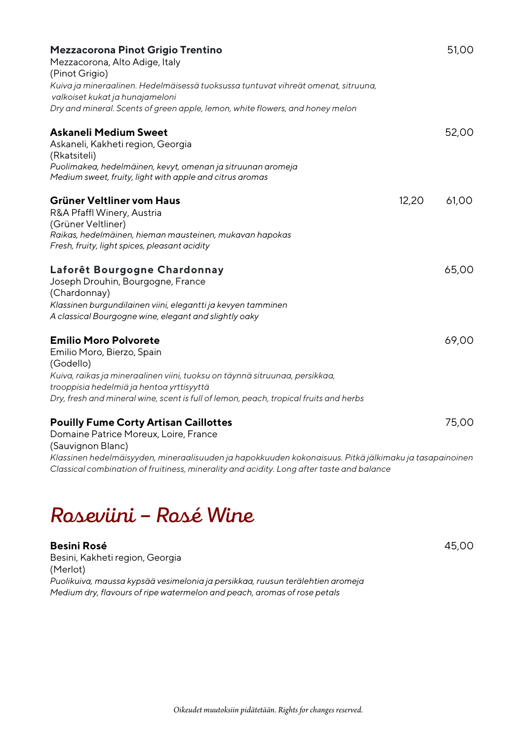**Mezzacorona Pinot Grigio Trentino** 51,00
Mezzacorona, Alto Adige, Italy
(Pinot Grigio)
*Kuiva ja mineraalinen. Hedelmäisessä tuoksussa tuntuvat vihreät omenat, sitruuna, valkoiset kukat ja hunajameloni*
*Dry and mineral. Scents of green apple, lemon, white flowers, and honey melon*

**Askaneli Medium Sweet** 52,00
Askaneli, Kakheti region, Georgia
(Rkatsiteli)
*Puolimakea, hedelmäinen, kevyt, omenan ja sitruunan aromeja*
*Medium sweet, fruity, light with apple and citrus aromas*

**Grüner Veltliner vom Haus** 12,20 61,00
R&A Pfaffl Winery, Austria
(Grüner Veltliner)
*Raikas, hedelmäinen, hieman mausteinen, mukavan hapokas*
*Fresh, fruity, light spices, pleasant acidity*

**Laforêt Bourgogne Chardonnay** 65,00
Joseph Drouhin, Bourgogne, France
(Chardonnay)
*Klassinen burgundilainen viini, elegantti ja kevyen tamminen*
*A classical Bourgogne wine, elegant and slightly oaky*

**Emilio Moro Polvorete** 69,00
Emilio Moro, Bierzo, Spain
(Godello)
*Kuiva, raikas ja mineraalinen viini, tuoksu on täynnä sitruunaa, persikkaa, trooppisia hedelmiä ja hentoa yrttisyyttä*
*Dry, fresh and mineral wine, scent is full of lemon, peach, tropical fruits and herbs*

**Pouilly Fume Corty Artisan Caillottes** 75,00
Domaine Patrice Moreux, Loire, France
(Sauvignon Blanc)
*Klassinen hedelmäisyyden, mineraalisuuden ja hapokkuuden kokonaisuus. Pitkä jälkimaku ja tasapainoinen*
*Classical combination of fruitiness, minerality and acidity. Long after taste and balance*

# Roseviini – Rosé Wine

**Besini Rosé** 45,00
Besini, Kakheti region, Georgia
(Merlot)
*Puolikuiva, maussa kypsää vesimelonia ja persikkaa, ruusun terälehtien aromeja*
*Medium dry, flavours of ripe watermelon and peach, aromas of rose petals*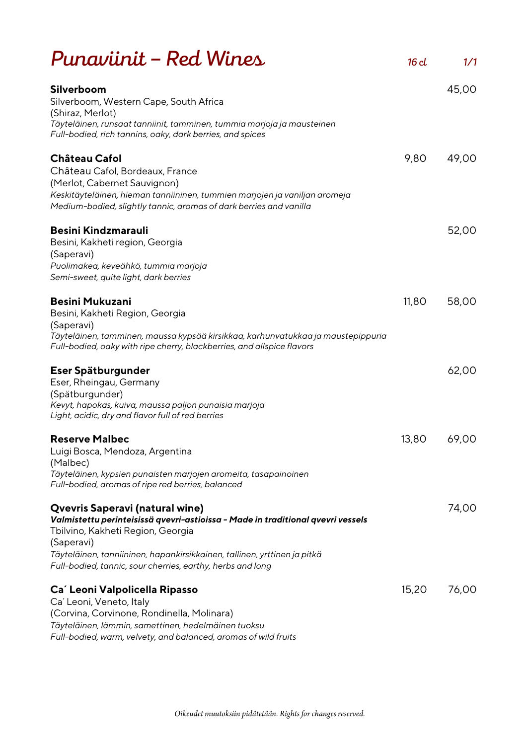# Punaviinit – Red Wines

| | 16 cl | 1/1 |
|---|---|---|
| **Silverboom**<br>Silverboom, Western Cape, South Africa<br>(Shiraz, Merlot)<br>*Täyteläinen, runsaat tanniinit, tamminen, tummia marjoja ja mausteinen*<br>*Full-bodied, rich tannins, oaky, dark berries, and spices* | | 45,00 |
| **Château Cafol**<br>Château Cafol, Bordeaux, France<br>(Merlot, Cabernet Sauvignon)<br>*Keskitäyteläinen, hieman tanniininen, tummien marjojen ja vaniljan aromeja*<br>*Medium-bodied, slightly tannic, aromas of dark berries and vanilla* | 9,80 | 49,00 |
| **Besini Kindzmarauli**<br>Besini, Kakheti region, Georgia<br>(Saperavi)<br>*Puolimakea, keveähkö, tummia marjoja*<br>*Semi-sweet, quite light, dark berries* | | 52,00 |
| **Besini Mukuzani**<br>Besini, Kakheti Region, Georgia<br>(Saperavi)<br>*Täyteläinen, tamminen, maussa kypsää kirsikkaa, karhunvatukkaa ja maustepippuria*<br>*Full-bodied, oaky with ripe cherry, blackberries, and allspice flavors* | 11,80 | 58,00 |
| **Eser Spätburgunder**<br>Eser, Rheingau, Germany<br>(Spätburgunder)<br>*Kevyt, hapokas, kuiva, maussa paljon punaisia marjoja*<br>*Light, acidic, dry and flavor full of red berries* | | 62,00 |
| **Reserve Malbec**<br>Luigi Bosca, Mendoza, Argentina<br>(Malbec)<br>*Täyteläinen, kypsien punaisten marjojen aromeita, tasapainoinen*<br>*Full-bodied, aromas of ripe red berries, balanced* | 13,80 | 69,00 |
| **Qvevris Saperavi (natural wine)**<br>***Valmistettu perinteisissä qvevri-astioissa - Made in traditional qvevri vessels***<br>Tbilvino, Kakheti Region, Georgia<br>(Saperavi)<br>*Täyteläinen, tanniininen, hapankirsikkainen, tallinen, yrttinen ja pitkä*<br>*Full-bodied, tannic, sour cherries, earthy, herbs and long* | | 74,00 |
| **Ca´ Leoni Valpolicella Ripasso**<br>Ca´ Leoni, Veneto, Italy<br>(Corvina, Corvinone, Rondinella, Molinara)<br>*Täyteläinen, lämmin, samettinen, hedelmäinen tuoksu*<br>*Full-bodied, warm, velvety, and balanced, aromas of wild fruits* | 15,20 | 76,00 |

*Oikeudet muutoksiin pidätetään. Rights for changes reserved.*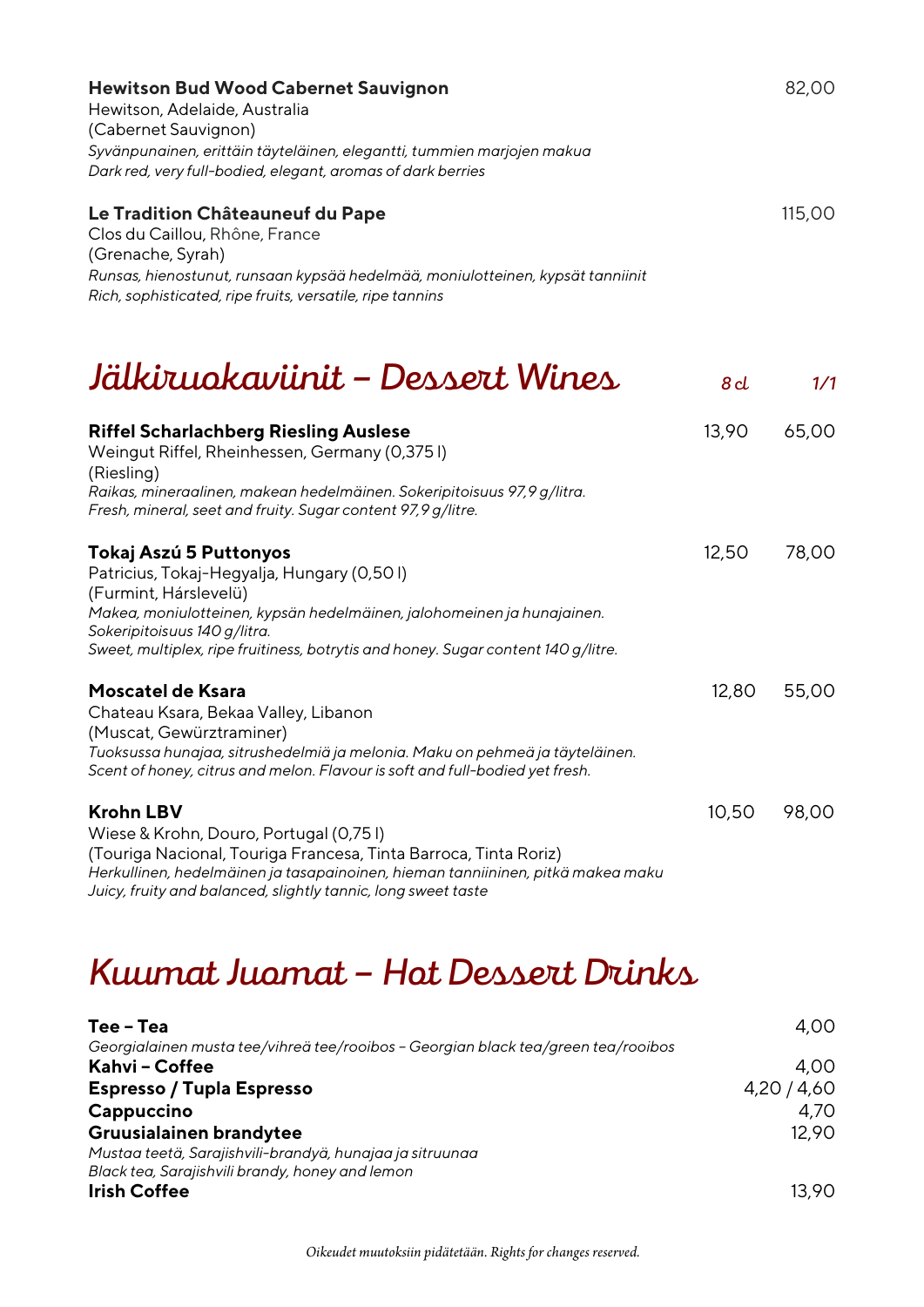**Hewitson Bud Wood Cabernet Sauvignon** 82,00
Hewitson, Adelaide, Australia
(Cabernet Sauvignon)
*Syvänpunainen, erittäin täyteläinen, elegantti, tummien marjojen makua*
*Dark red, very full-bodied, elegant, aromas of dark berries*

**Le Tradition Châteauneuf du Pape** 115,00
Clos du Caillou, Rhône, France
(Grenache, Syrah)
*Runsas, hienostunut, runsaan kypsää hedelmää, moniulotteinen, kypsät tanniinit*
*Rich, sophisticated, ripe fruits, versatile, ripe tannins*

## Jälkiruokaviinit – Dessert Wines

| | 8 cl | 1/1 |
|---|---|---|
| **Riffel Scharlachberg Riesling Auslese**<br>Weingut Riffel, Rheinhessen, Germany (0,375 l)<br>(Riesling)<br>*Raikas, mineraalinen, makean hedelmäinen. Sokeripitoisuus 97,9 g/litra.*<br>*Fresh, mineral, seet and fruity. Sugar content 97,9 g/litre.* | 13,90 | 65,00 |
| **Tokaj Aszú 5 Puttonyos**<br>Patricius, Tokaj-Hegyalja, Hungary (0,50 l)<br>(Furmint, Hárslevelü)<br>*Makea, moniulotteinen, kypsän hedelmäinen, jalohomeinen ja hunajainen. Sokeripitoisuus 140 g/litra.*<br>*Sweet, multiplex, ripe fruitiness, botrytis and honey. Sugar content 140 g/litre.* | 12,50 | 78,00 |
| **Moscatel de Ksara**<br>Chateau Ksara, Bekaa Valley, Libanon<br>(Muscat, Gewürztraminer)<br>*Tuoksussa hunajaa, sitrushedelmiä ja melonia. Maku on pehmeä ja täyteläinen.*<br>*Scent of honey, citrus and melon. Flavour is soft and full-bodied yet fresh.* | 12,80 | 55,00 |
| **Krohn LBV**<br>Wiese & Krohn, Douro, Portugal (0,75 l)<br>(Touriga Nacional, Touriga Francesa, Tinta Barroca, Tinta Roriz)<br>*Herkullinen, hedelmäinen ja tasapainoinen, hieman tanniininen, pitkä makea maku*<br>*Juicy, fruity and balanced, slightly tannic, long sweet taste* | 10,50 | 98,00 |

## Kuumat Juomat – Hot Dessert Drinks

| | |
|---|---|
| **Tee – Tea**<br>*Georgialainen musta tee/vihreä tee/rooibos – Georgian black tea/green tea/rooibos* | 4,00 |
| **Kahvi – Coffee** | 4,00 |
| **Espresso / Tupla Espresso** | 4,20 / 4,60 |
| **Cappuccino** | 4,70 |
| **Gruusialainen brandytee**<br>*Mustaa teetä, Sarajishvili-brandyä, hunajaa ja sitruunaa*<br>*Black tea, Sarajishvili brandy, honey and lemon* | 12,90 |
| **Irish Coffee** | 13,90 |

*Oikeudet muutoksiin pidätetään. Rights for changes reserved.*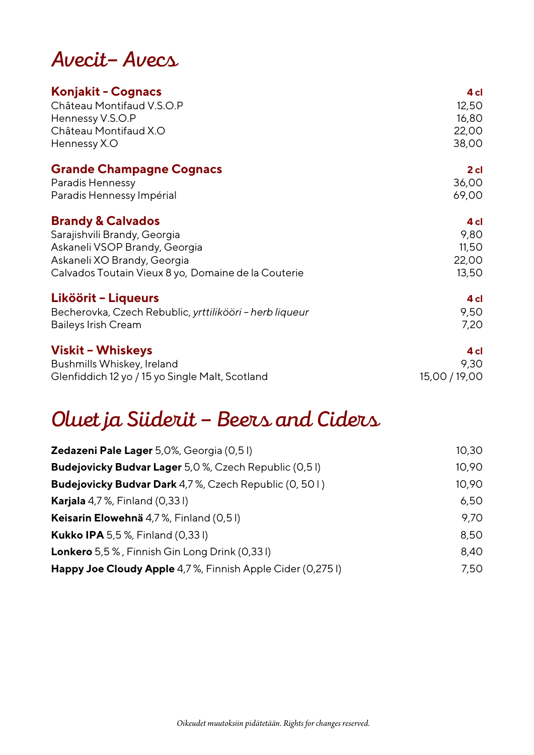# Avecit– Avecs

| **Konjakit - Cognacs** | **4 cl** |
|---|---|
| Château Montifaud V.S.O.P | 12,50 |
| Hennessy V.S.O.P | 16,80 |
| Château Montifaud X.O | 22,00 |
| Hennessy X.O | 38,00 |

| **Grande Champagne Cognacs** | **2 cl** |
|---|---|
| Paradis Hennessy | 36,00 |
| Paradis Hennessy Impérial | 69,00 |

| **Brandy & Calvados** | **4 cl** |
|---|---|
| Sarajishvili Brandy, Georgia | 9,80 |
| Askaneli VSOP Brandy, Georgia | 11,50 |
| Askaneli XO Brandy, Georgia | 22,00 |
| Calvados Toutain Vieux 8 yo, Domaine de la Couterie | 13,50 |

| **Liköörit – Liqueurs** | **4 cl** |
|---|---|
| Becherovka, Czech Rebublic, *yrttilikööri – herb liqueur* | 9,50 |
| Baileys Irish Cream | 7,20 |

| **Viskit – Whiskeys** | **4 cl** |
|---|---|
| Bushmills Whiskey, Ireland | 9,30 |
| Glenfiddich 12 yo / 15 yo Single Malt, Scotland | 15,00 / 19,00 |

# Oluet ja Siiderit – Beers and Ciders

| | |
|---|---|
| **Zedazeni Pale Lager** 5,0%, Georgia (0,5 l) | 10,30 |
| **Budejovicky Budvar Lager** 5,0 %, Czech Republic (0,5 l) | 10,90 |
| **Budejovicky Budvar Dark** 4,7 %, Czech Republic (0, 50 l ) | 10,90 |
| **Karjala** 4,7 %, Finland (0,33 l) | 6,50 |
| **Keisarin Elowehnä** 4,7 %, Finland (0,5 l) | 9,70 |
| **Kukko IPA** 5,5 %, Finland (0,33 l) | 8,50 |
| **Lonkero** 5,5 % , Finnish Gin Long Drink (0,33 l) | 8,40 |
| **Happy Joe Cloudy Apple** 4,7 %, Finnish Apple Cider (0,275 l) | 7,50 |

*Oikeudet muutoksiin pidätetään. Rights for changes reserved.*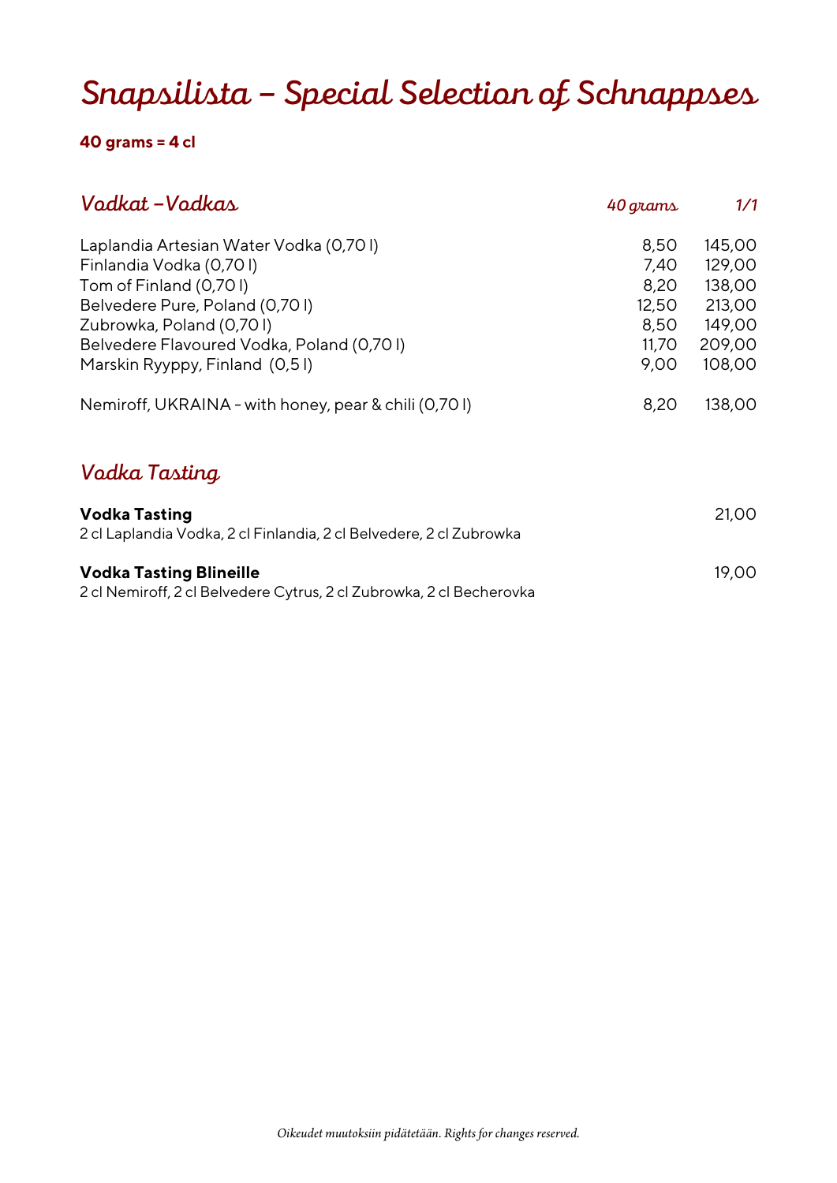# Snapsilista – Special Selection of Schnappses

**40 grams = 4 cl**

## Vodkat –Vodkas

| | *40 grams* | *1/1* |
|---|---|---|
| Laplandia Artesian Water Vodka (0,70 l) | 8,50 | 145,00 |
| Finlandia Vodka (0,70 l) | 7,40 | 129,00 |
| Tom of Finland (0,70 l) | 8,20 | 138,00 |
| Belvedere Pure, Poland (0,70 l) | 12,50 | 213,00 |
| Zubrowka, Poland (0,70 l) | 8,50 | 149,00 |
| Belvedere Flavoured Vodka, Poland (0,70 l) | 11,70 | 209,00 |
| Marskin Ryyppy, Finland (0,5 l) | 9,00 | 108,00 |
| Nemiroff, UKRAINA - with honey, pear & chili (0,70 l) | 8,20 | 138,00 |

## Vodka Tasting

**Vodka Tasting** 21,00
2 cl Laplandia Vodka, 2 cl Finlandia, 2 cl Belvedere, 2 cl Zubrowka

**Vodka Tasting Blineille** 19,00
2 cl Nemiroff, 2 cl Belvedere Cytrus, 2 cl Zubrowka, 2 cl Becherovka

*Oikeudet muutoksiin pidätetään. Rights for changes reserved.*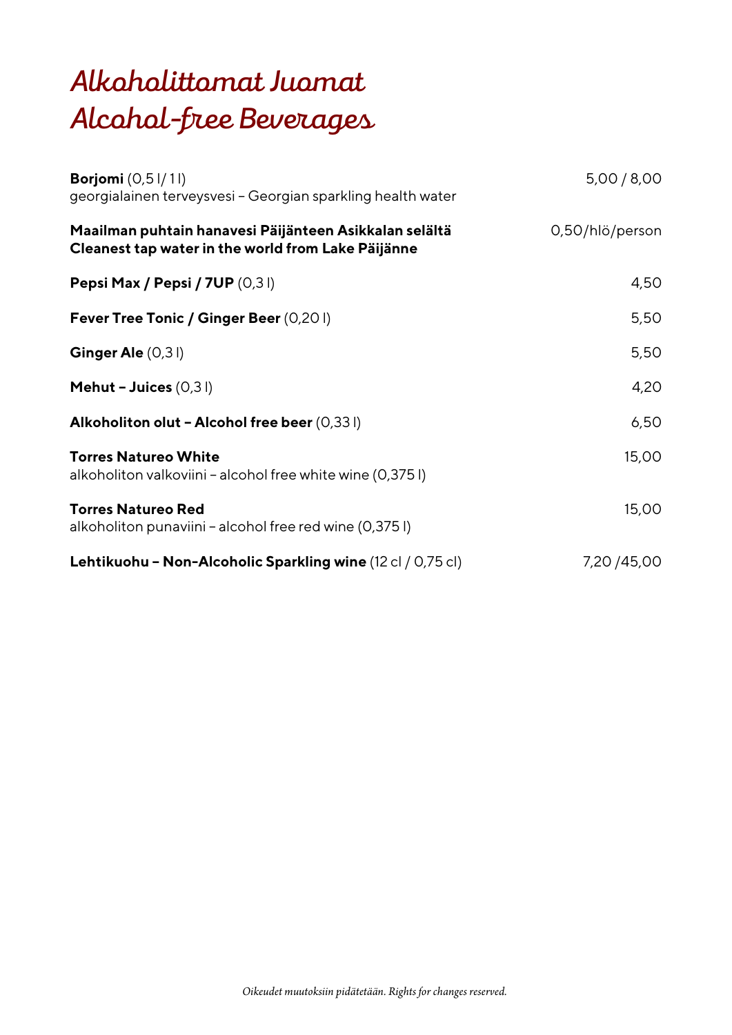# Alkoholittomat Juomat
# Alcohol-free Beverages

| | |
|---|---|
| **Borjomi** (0,5 l / 1 l)<br>georgialainen terveysvesi – Georgian sparkling health water | 5,00 / 8,00 |
| **Maailman puhtain hanavesi Päijänteen Asikkalan seläItä**<br>**Cleanest tap water in the world from Lake Päijänne** | 0,50/hlö/person |
| **Pepsi Max / Pepsi / 7UP** (0,3 l) | 4,50 |
| **Fever Tree Tonic / Ginger Beer** (0,20 l) | 5,50 |
| **Ginger Ale** (0,3 l) | 5,50 |
| **Mehut – Juices** (0,3 l) | 4,20 |
| **Alkoholiton olut – Alcohol free beer** (0,33 l) | 6,50 |
| **Torres Natureo White**<br>alkoholiton valkoviini – alcohol free white wine (0,375 l) | 15,00 |
| **Torres Natureo Red**<br>alkoholiton punaviini – alcohol free red wine (0,375 l) | 15,00 |
| **Lehtikuohu – Non-Alcoholic Sparkling wine** (12 cl / 0,75 cl) | 7,20 /45,00 |

*Oikeudet muutoksiin pidätetään. Rights for changes reserved.*